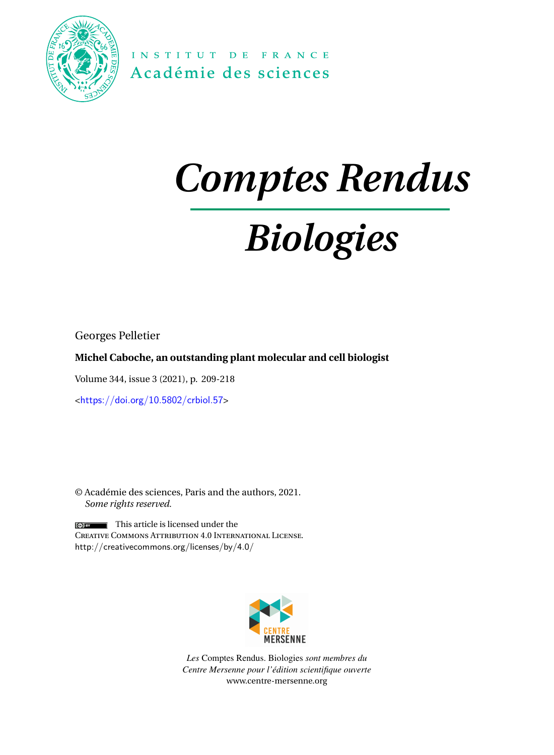INSTITUT DE FRANCE
Académie des sciences

# *Comptes Rendus*

# *Biologies*

Georges Pelletier

**Michel Caboche, an outstanding plant molecular and cell biologist**

Volume 344, issue 3 (2021), p. 209-218

<https://doi.org/10.5802/crbiol.57>

© Académie des sciences, Paris and the authors, 2021.
*Some rights reserved.*

This article is licensed under the
Creative Commons Attribution 4.0 International License.
http://creativecommons.org/licenses/by/4.0/

CENTRE MERSENNE

*Les* Comptes Rendus. Biologies *sont membres du Centre Mersenne pour l'édition scientifique ouverte*
www.centre-mersenne.org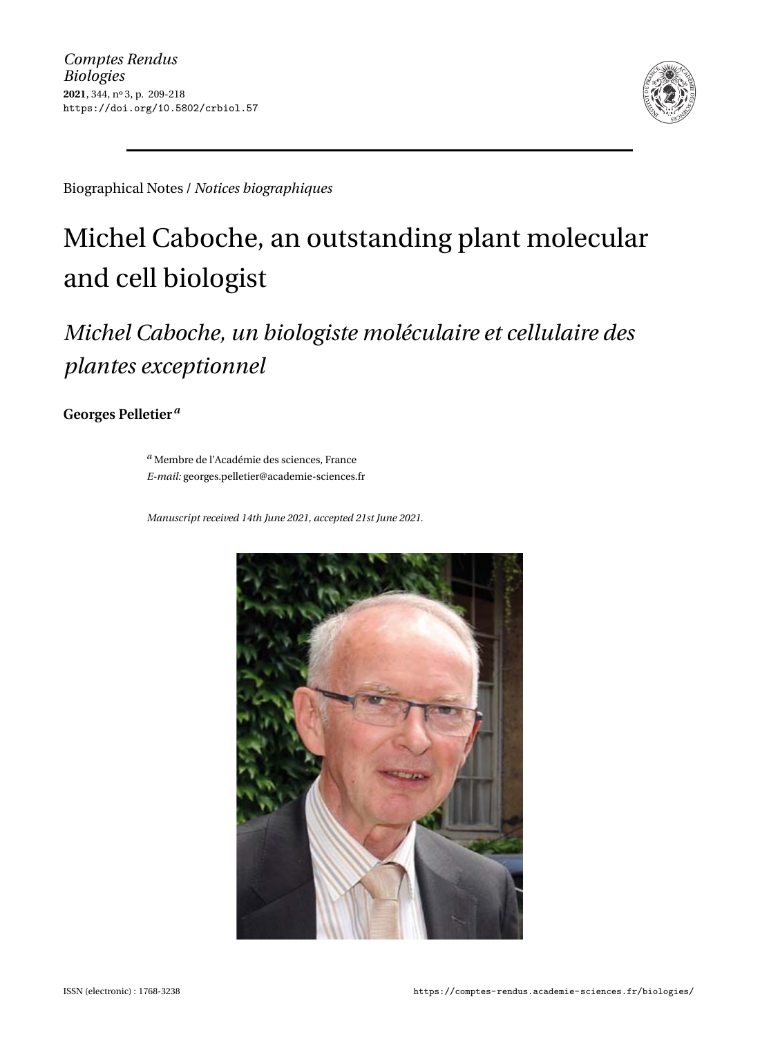Biographical Notes / *Notices biographiques*

# Michel Caboche, an outstanding plant molecular and cell biologist

## *Michel Caboche, un biologiste moléculaire et cellulaire des plantes exceptionnel*

**Georges Pelletier**[a]

[a] Membre de l'Académie des sciences, France
*E-mail:* georges.pelletier@academie-sciences.fr

*Manuscript received 14th June 2021, accepted 21st June 2021.*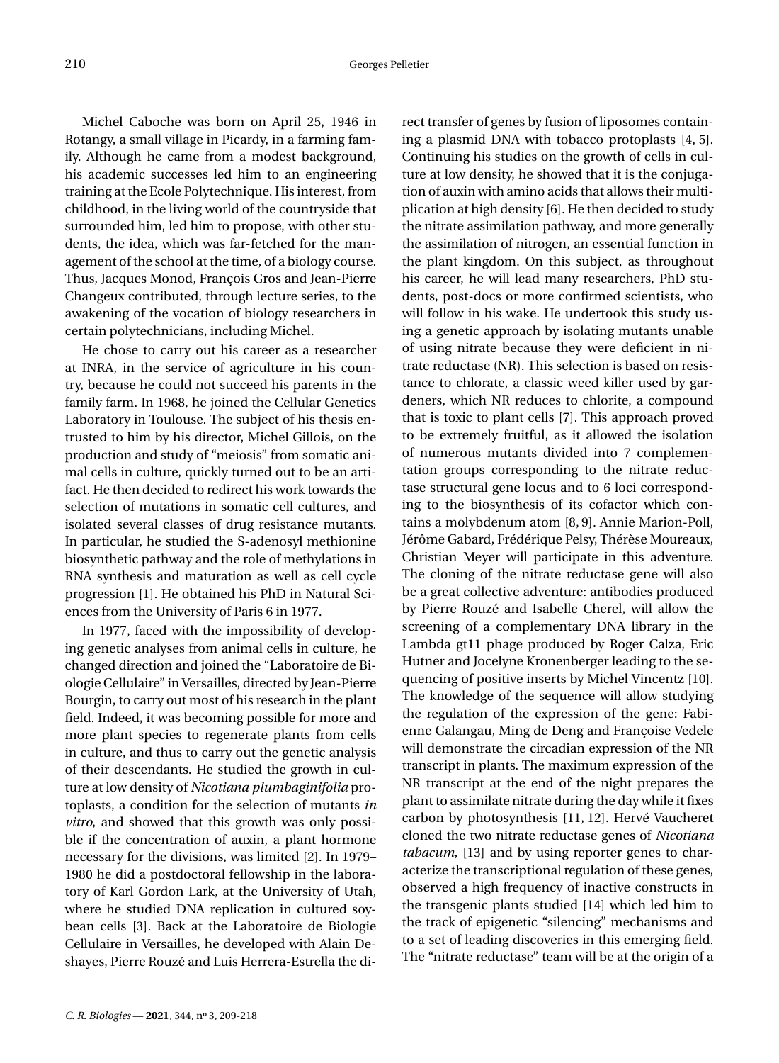Michel Caboche was born on April 25, 1946 in Rotangy, a small village in Picardy, in a farming family. Although he came from a modest background, his academic successes led him to an engineering training at the Ecole Polytechnique. His interest, from childhood, in the living world of the countryside that surrounded him, led him to propose, with other students, the idea, which was far-fetched for the management of the school at the time, of a biology course. Thus, Jacques Monod, François Gros and Jean-Pierre Changeux contributed, through lecture series, to the awakening of the vocation of biology researchers in certain polytechnicians, including Michel.

He chose to carry out his career as a researcher at INRA, in the service of agriculture in his country, because he could not succeed his parents in the family farm. In 1968, he joined the Cellular Genetics Laboratory in Toulouse. The subject of his thesis entrusted to him by his director, Michel Gillois, on the production and study of "meiosis" from somatic animal cells in culture, quickly turned out to be an artifact. He then decided to redirect his work towards the selection of mutations in somatic cell cultures, and isolated several classes of drug resistance mutants. In particular, he studied the S-adenosyl methionine biosynthetic pathway and the role of methylations in RNA synthesis and maturation as well as cell cycle progression [1]. He obtained his PhD in Natural Sciences from the University of Paris 6 in 1977.

In 1977, faced with the impossibility of developing genetic analyses from animal cells in culture, he changed direction and joined the "Laboratoire de Biologie Cellulaire" in Versailles, directed by Jean-Pierre Bourgin, to carry out most of his research in the plant field. Indeed, it was becoming possible for more and more plant species to regenerate plants from cells in culture, and thus to carry out the genetic analysis of their descendants. He studied the growth in culture at low density of *Nicotiana plumbaginifolia* protoplasts, a condition for the selection of mutants *in vitro*, and showed that this growth was only possible if the concentration of auxin, a plant hormone necessary for the divisions, was limited [2]. In 1979–1980 he did a postdoctoral fellowship in the laboratory of Karl Gordon Lark, at the University of Utah, where he studied DNA replication in cultured soybean cells [3]. Back at the Laboratoire de Biologie Cellulaire in Versailles, he developed with Alain Deshayes, Pierre Rouzé and Luis Herrera-Estrella the direct transfer of genes by fusion of liposomes containing a plasmid DNA with tobacco protoplasts [4, 5]. Continuing his studies on the growth of cells in culture at low density, he showed that it is the conjugation of auxin with amino acids that allows their multiplication at high density [6]. He then decided to study the nitrate assimilation pathway, and more generally the assimilation of nitrogen, an essential function in the plant kingdom. On this subject, as throughout his career, he will lead many researchers, PhD students, post-docs or more confirmed scientists, who will follow in his wake. He undertook this study using a genetic approach by isolating mutants unable of using nitrate because they were deficient in nitrate reductase (NR). This selection is based on resistance to chlorate, a classic weed killer used by gardeners, which NR reduces to chlorite, a compound that is toxic to plant cells [7]. This approach proved to be extremely fruitful, as it allowed the isolation of numerous mutants divided into 7 complementation groups corresponding to the nitrate reductase structural gene locus and to 6 loci corresponding to the biosynthesis of its cofactor which contains a molybdenum atom [8, 9]. Annie Marion-Poll, Jérôme Gabard, Frédérique Pelsy, Thérèse Moureaux, Christian Meyer will participate in this adventure. The cloning of the nitrate reductase gene will also be a great collective adventure: antibodies produced by Pierre Rouzé and Isabelle Cherel, will allow the screening of a complementary DNA library in the Lambda gt11 phage produced by Roger Calza, Eric Hutner and Jocelyne Kronenberger leading to the sequencing of positive inserts by Michel Vincentz [10]. The knowledge of the sequence will allow studying the regulation of the expression of the gene: Fabienne Galangau, Ming de Deng and Françoise Vedele will demonstrate the circadian expression of the NR transcript in plants. The maximum expression of the NR transcript at the end of the night prepares the plant to assimilate nitrate during the day while it fixes carbon by photosynthesis [11, 12]. Hervé Vaucheret cloned the two nitrate reductase genes of *Nicotiana tabacum*, [13] and by using reporter genes to characterize the transcriptional regulation of these genes, observed a high frequency of inactive constructs in the transgenic plants studied [14] which led him to the track of epigenetic "silencing" mechanisms and to a set of leading discoveries in this emerging field. The "nitrate reductase" team will be at the origin of a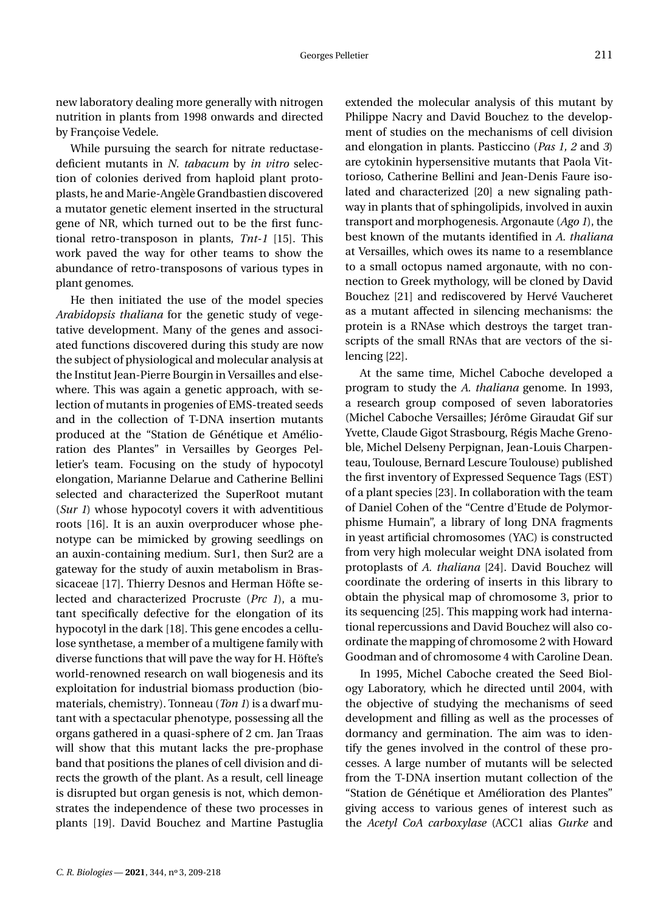new laboratory dealing more generally with nitrogen nutrition in plants from 1998 onwards and directed by Françoise Vedele.

While pursuing the search for nitrate reductase-deficient mutants in *N. tabacum* by *in vitro* selection of colonies derived from haploid plant protoplasts, he and Marie-Angèle Grandbastien discovered a mutator genetic element inserted in the structural gene of NR, which turned out to be the first functional retro-transposon in plants, *Tnt-1* [15]. This work paved the way for other teams to show the abundance of retro-transposons of various types in plant genomes.

He then initiated the use of the model species *Arabidopsis thaliana* for the genetic study of vegetative development. Many of the genes and associated functions discovered during this study are now the subject of physiological and molecular analysis at the Institut Jean-Pierre Bourgin in Versailles and elsewhere. This was again a genetic approach, with selection of mutants in progenies of EMS-treated seeds and in the collection of T-DNA insertion mutants produced at the "Station de Génétique et Amélioration des Plantes" in Versailles by Georges Pelletier's team. Focusing on the study of hypocotyl elongation, Marianne Delarue and Catherine Bellini selected and characterized the SuperRoot mutant (*Sur 1*) whose hypocotyl covers it with adventitious roots [16]. It is an auxin overproducer whose phenotype can be mimicked by growing seedlings on an auxin-containing medium. Sur1, then Sur2 are a gateway for the study of auxin metabolism in Brassicaceae [17]. Thierry Desnos and Herman Höfte selected and characterized Procruste (*Prc 1*), a mutant specifically defective for the elongation of its hypocotyl in the dark [18]. This gene encodes a cellulose synthetase, a member of a multigene family with diverse functions that will pave the way for H. Höfte's world-renowned research on wall biogenesis and its exploitation for industrial biomass production (biomaterials, chemistry). Tonneau (*Ton 1*) is a dwarf mutant with a spectacular phenotype, possessing all the organs gathered in a quasi-sphere of 2 cm. Jan Traas will show that this mutant lacks the pre-prophase band that positions the planes of cell division and directs the growth of the plant. As a result, cell lineage is disrupted but organ genesis is not, which demonstrates the independence of these two processes in plants [19]. David Bouchez and Martine Pastuglia extended the molecular analysis of this mutant by Philippe Nacry and David Bouchez to the development of studies on the mechanisms of cell division and elongation in plants. Pasticcino (*Pas 1, 2* and *3*) are cytokinin hypersensitive mutants that Paola Vittorioso, Catherine Bellini and Jean-Denis Faure isolated and characterized [20] a new signaling pathway in plants that of sphingolipids, involved in auxin transport and morphogenesis. Argonaute (*Ago 1*), the best known of the mutants identified in *A. thaliana* at Versailles, which owes its name to a resemblance to a small octopus named argonaute, with no connection to Greek mythology, will be cloned by David Bouchez [21] and rediscovered by Hervé Vaucheret as a mutant affected in silencing mechanisms: the protein is a RNAse which destroys the target transcripts of the small RNAs that are vectors of the silencing [22].

At the same time, Michel Caboche developed a program to study the *A. thaliana* genome. In 1993, a research group composed of seven laboratories (Michel Caboche Versailles; Jérôme Giraudat Gif sur Yvette, Claude Gigot Strasbourg, Régis Mache Grenoble, Michel Delseny Perpignan, Jean-Louis Charpenteau, Toulouse, Bernard Lescure Toulouse) published the first inventory of Expressed Sequence Tags (EST) of a plant species [23]. In collaboration with the team of Daniel Cohen of the "Centre d'Etude de Polymorphisme Humain", a library of long DNA fragments in yeast artificial chromosomes (YAC) is constructed from very high molecular weight DNA isolated from protoplasts of *A. thaliana* [24]. David Bouchez will coordinate the ordering of inserts in this library to obtain the physical map of chromosome 3, prior to its sequencing [25]. This mapping work had international repercussions and David Bouchez will also coordinate the mapping of chromosome 2 with Howard Goodman and of chromosome 4 with Caroline Dean.

In 1995, Michel Caboche created the Seed Biology Laboratory, which he directed until 2004, with the objective of studying the mechanisms of seed development and filling as well as the processes of dormancy and germination. The aim was to identify the genes involved in the control of these processes. A large number of mutants will be selected from the T-DNA insertion mutant collection of the "Station de Génétique et Amélioration des Plantes" giving access to various genes of interest such as the *Acetyl CoA carboxylase* (ACC1 alias *Gurke* and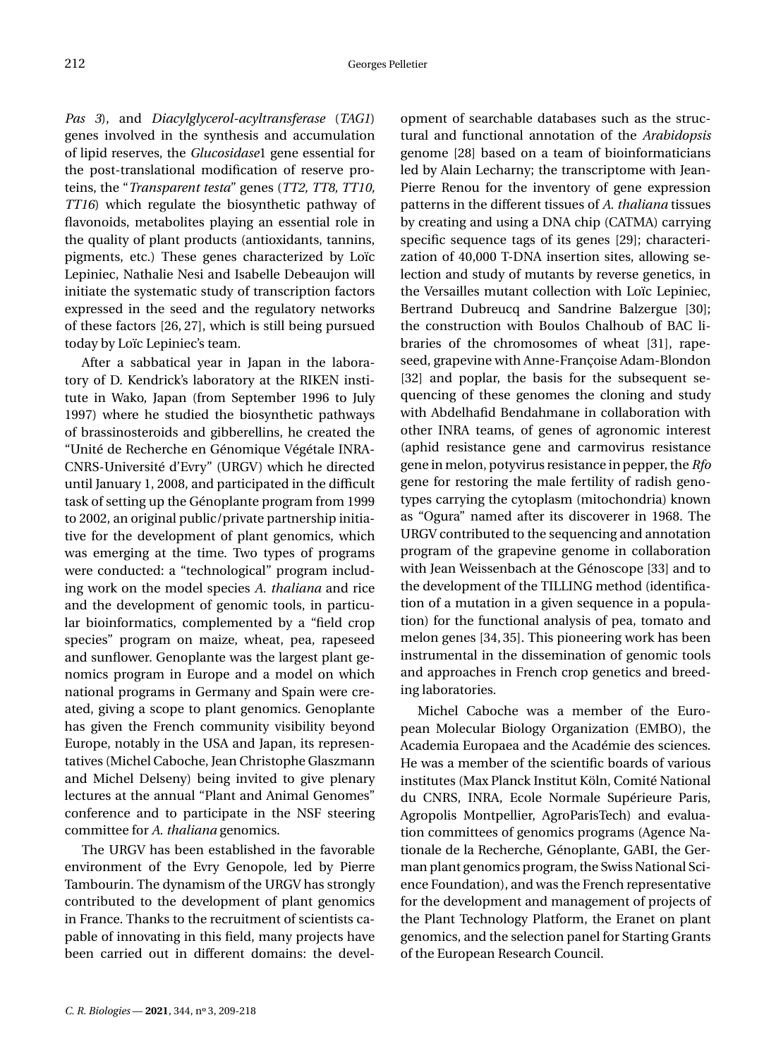*Pas 3*), and *Diacylglycerol-acyltransferase* (*TAG1*) genes involved in the synthesis and accumulation of lipid reserves, the *Glucosidase*1 gene essential for the post-translational modification of reserve proteins, the "*Transparent testa*" genes (*TT2, TT8, TT10, TT16*) which regulate the biosynthetic pathway of flavonoids, metabolites playing an essential role in the quality of plant products (antioxidants, tannins, pigments, etc.) These genes characterized by Loïc Lepiniec, Nathalie Nesi and Isabelle Debeaujon will initiate the systematic study of transcription factors expressed in the seed and the regulatory networks of these factors [26, 27], which is still being pursued today by Loïc Lepiniec's team.

After a sabbatical year in Japan in the laboratory of D. Kendrick's laboratory at the RIKEN institute in Wako, Japan (from September 1996 to July 1997) where he studied the biosynthetic pathways of brassinosteroids and gibberellins, he created the "Unité de Recherche en Génomique Végétale INRA-CNRS-Université d'Evry" (URGV) which he directed until January 1, 2008, and participated in the difficult task of setting up the Génoplante program from 1999 to 2002, an original public/private partnership initiative for the development of plant genomics, which was emerging at the time. Two types of programs were conducted: a "technological" program including work on the model species *A. thaliana* and rice and the development of genomic tools, in particular bioinformatics, complemented by a "field crop species" program on maize, wheat, pea, rapeseed and sunflower. Genoplante was the largest plant genomics program in Europe and a model on which national programs in Germany and Spain were created, giving a scope to plant genomics. Genoplante has given the French community visibility beyond Europe, notably in the USA and Japan, its representatives (Michel Caboche, Jean Christophe Glaszmann and Michel Delseny) being invited to give plenary lectures at the annual "Plant and Animal Genomes" conference and to participate in the NSF steering committee for *A. thaliana* genomics.

The URGV has been established in the favorable environment of the Evry Genopole, led by Pierre Tambourin. The dynamism of the URGV has strongly contributed to the development of plant genomics in France. Thanks to the recruitment of scientists capable of innovating in this field, many projects have been carried out in different domains: the development of searchable databases such as the structural and functional annotation of the *Arabidopsis* genome [28] based on a team of bioinformaticians led by Alain Lecharny; the transcriptome with Jean-Pierre Renou for the inventory of gene expression patterns in the different tissues of *A. thaliana* tissues by creating and using a DNA chip (CATMA) carrying specific sequence tags of its genes [29]; characterization of 40,000 T-DNA insertion sites, allowing selection and study of mutants by reverse genetics, in the Versailles mutant collection with Loïc Lepiniec, Bertrand Dubreucq and Sandrine Balzergue [30]; the construction with Boulos Chalhoub of BAC libraries of the chromosomes of wheat [31], rapeseed, grapevine with Anne-Françoise Adam-Blondon [32] and poplar, the basis for the subsequent sequencing of these genomes the cloning and study with Abdelhafid Bendahmane in collaboration with other INRA teams, of genes of agronomic interest (aphid resistance gene and carmovirus resistance gene in melon, potyvirus resistance in pepper, the *Rfo* gene for restoring the male fertility of radish genotypes carrying the cytoplasm (mitochondria) known as "Ogura" named after its discoverer in 1968. The URGV contributed to the sequencing and annotation program of the grapevine genome in collaboration with Jean Weissenbach at the Génoscope [33] and to the development of the TILLING method (identification of a mutation in a given sequence in a population) for the functional analysis of pea, tomato and melon genes [34, 35]. This pioneering work has been instrumental in the dissemination of genomic tools and approaches in French crop genetics and breeding laboratories.

Michel Caboche was a member of the European Molecular Biology Organization (EMBO), the Academia Europaea and the Académie des sciences. He was a member of the scientific boards of various institutes (Max Planck Institut Köln, Comité National du CNRS, INRA, Ecole Normale Supérieure Paris, Agropolis Montpellier, AgroParisTech) and evaluation committees of genomics programs (Agence Nationale de la Recherche, Génoplante, GABI, the German plant genomics program, the Swiss National Science Foundation), and was the French representative for the development and management of projects of the Plant Technology Platform, the Eranet on plant genomics, and the selection panel for Starting Grants of the European Research Council.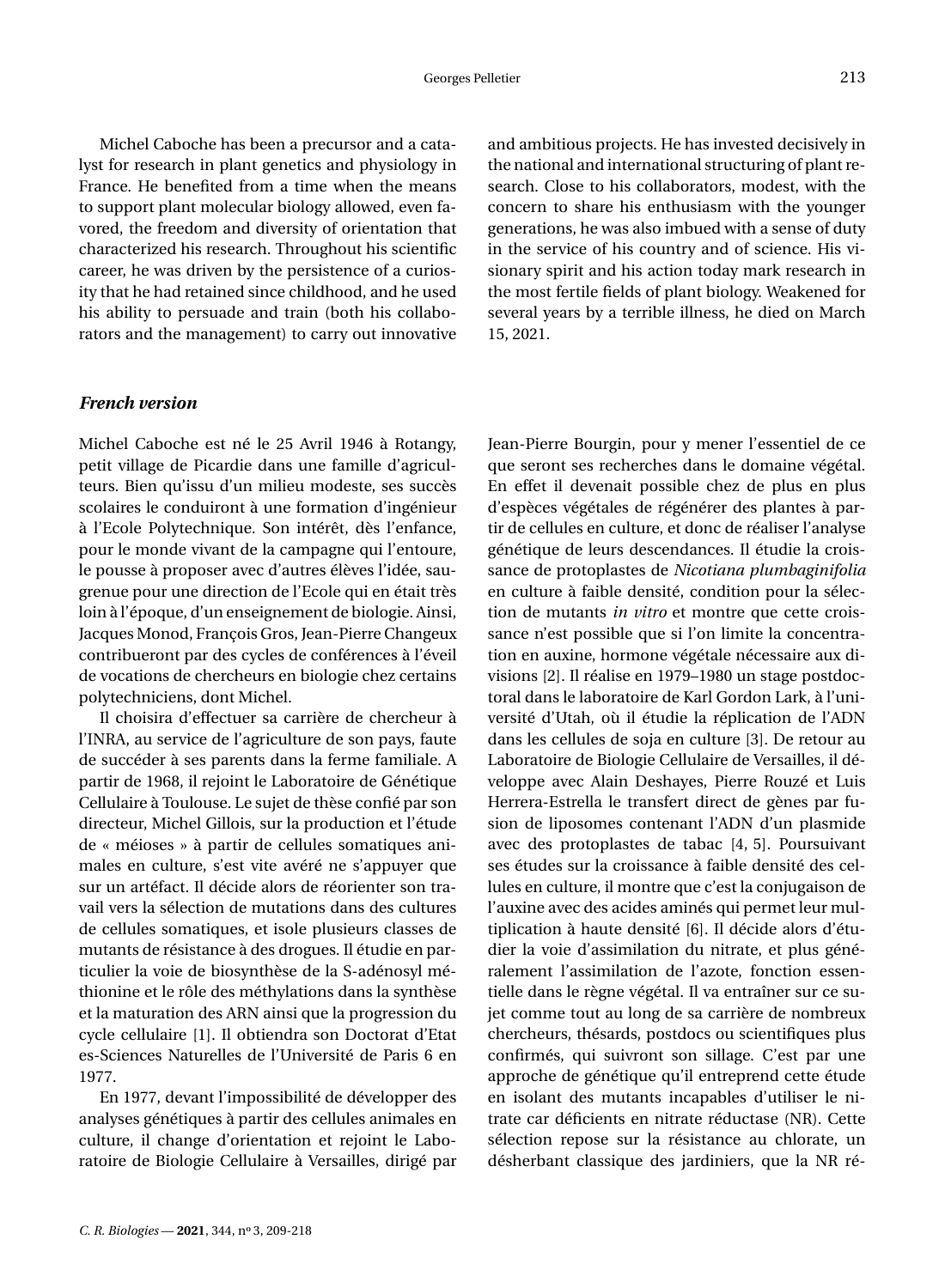Michel Caboche has been a precursor and a catalyst for research in plant genetics and physiology in France. He benefited from a time when the means to support plant molecular biology allowed, even favored, the freedom and diversity of orientation that characterized his research. Throughout his scientific career, he was driven by the persistence of a curiosity that he had retained since childhood, and he used his ability to persuade and train (both his collaborators and the management) to carry out innovative and ambitious projects. He has invested decisively in the national and international structuring of plant research. Close to his collaborators, modest, with the concern to share his enthusiasm with the younger generations, he was also imbued with a sense of duty in the service of his country and of science. His visionary spirit and his action today mark research in the most fertile fields of plant biology. Weakened for several years by a terrible illness, he died on March 15, 2021.

### *French version*

Michel Caboche est né le 25 Avril 1946 à Rotangy, petit village de Picardie dans une famille d'agriculteurs. Bien qu'issu d'un milieu modeste, ses succès scolaires le conduiront à une formation d'ingénieur à l'Ecole Polytechnique. Son intérêt, dès l'enfance, pour le monde vivant de la campagne qui l'entoure, le pousse à proposer avec d'autres élèves l'idée, saugrenue pour une direction de l'Ecole qui en était très loin à l'époque, d'un enseignement de biologie. Ainsi, Jacques Monod, François Gros, Jean-Pierre Changeux contribueront par des cycles de conférences à l'éveil de vocations de chercheurs en biologie chez certains polytechniciens, dont Michel.

Il choisira d'effectuer sa carrière de chercheur à l'INRA, au service de l'agriculture de son pays, faute de succéder à ses parents dans la ferme familiale. A partir de 1968, il rejoint le Laboratoire de Génétique Cellulaire à Toulouse. Le sujet de thèse confié par son directeur, Michel Gillois, sur la production et l'étude de « méioses » à partir de cellules somatiques animales en culture, s'est vite avéré ne s'appuyer que sur un artéfact. Il décide alors de réorienter son travail vers la sélection de mutations dans des cultures de cellules somatiques, et isole plusieurs classes de mutants de résistance à des drogues. Il étudie en particulier la voie de biosynthèse de la S-adénosyl méthionine et le rôle des méthylations dans la synthèse et la maturation des ARN ainsi que la progression du cycle cellulaire [1]. Il obtiendra son Doctorat d'Etat es-Sciences Naturelles de l'Université de Paris 6 en 1977.

En 1977, devant l'impossibilité de développer des analyses génétiques à partir des cellules animales en culture, il change d'orientation et rejoint le Laboratoire de Biologie Cellulaire à Versailles, dirigé par Jean-Pierre Bourgin, pour y mener l'essentiel de ce que seront ses recherches dans le domaine végétal. En effet il devenait possible chez de plus en plus d'espèces végétales de régénérer des plantes à partir de cellules en culture, et donc de réaliser l'analyse génétique de leurs descendances. Il étudie la croissance de protoplastes de *Nicotiana plumbaginifolia* en culture à faible densité, condition pour la sélection de mutants *in vitro* et montre que cette croissance n'est possible que si l'on limite la concentration en auxine, hormone végétale nécessaire aux divisions [2]. Il réalise en 1979–1980 un stage postdoctoral dans le laboratoire de Karl Gordon Lark, à l'université d'Utah, où il étudie la réplication de l'ADN dans les cellules de soja en culture [3]. De retour au Laboratoire de Biologie Cellulaire de Versailles, il développe avec Alain Deshayes, Pierre Rouzé et Luis Herrera-Estrella le transfert direct de gènes par fusion de liposomes contenant l'ADN d'un plasmide avec des protoplastes de tabac [4, 5]. Poursuivant ses études sur la croissance à faible densité des cellules en culture, il montre que c'est la conjugaison de l'auxine avec des acides aminés qui permet leur multiplication à haute densité [6]. Il décide alors d'étudier la voie d'assimilation du nitrate, et plus généralement l'assimilation de l'azote, fonction essentielle dans le règne végétal. Il va entraîner sur ce sujet comme tout au long de sa carrière de nombreux chercheurs, thésards, postdocs ou scientifiques plus confirmés, qui suivront son sillage. C'est par une approche de génétique qu'il entreprend cette étude en isolant des mutants incapables d'utiliser le nitrate car déficients en nitrate réductase (NR). Cette sélection repose sur la résistance au chlorate, un désherbant classique des jardiniers, que la NR ré-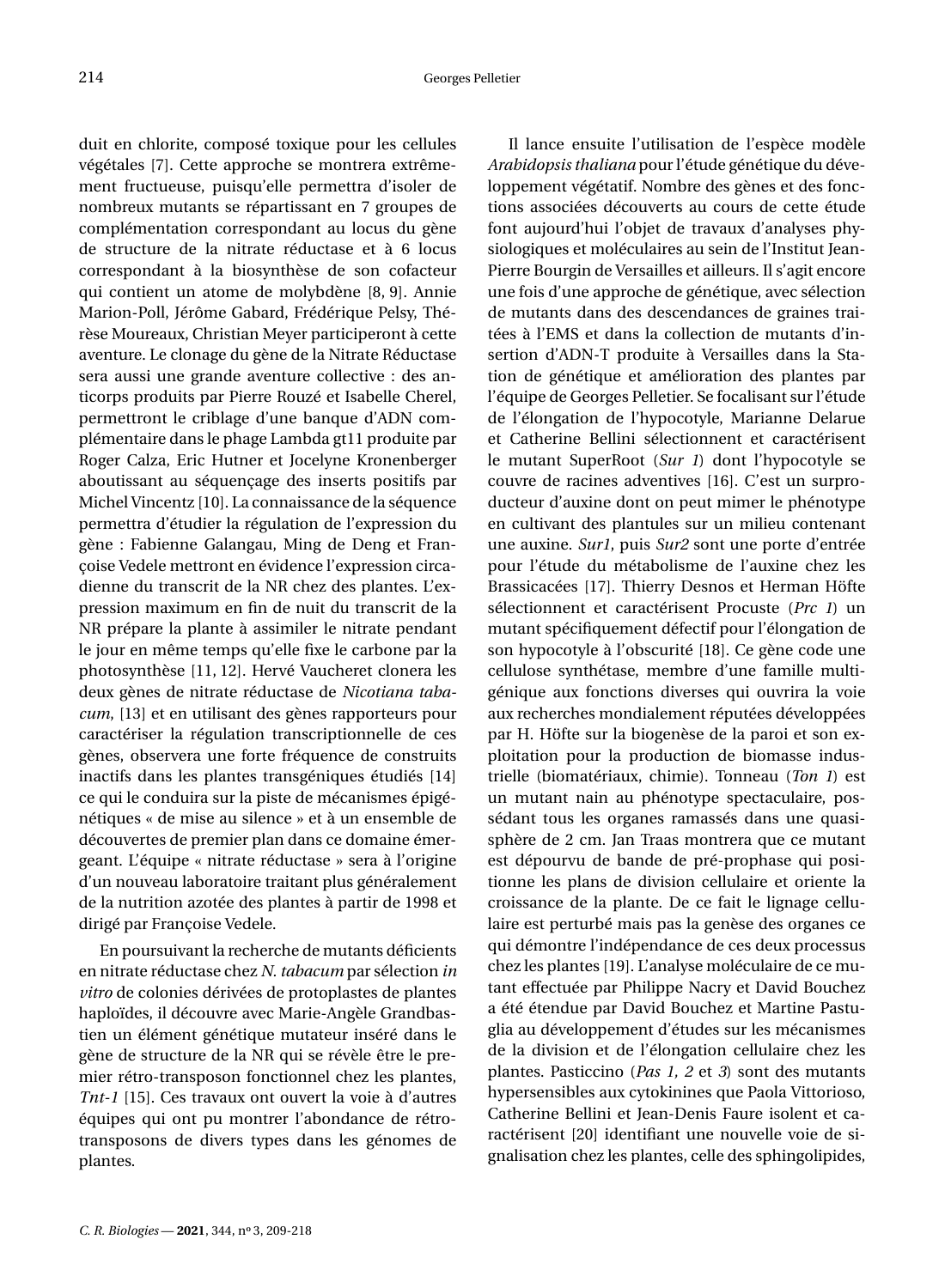duit en chlorite, composé toxique pour les cellules végétales [7]. Cette approche se montrera extrêmement fructueuse, puisqu'elle permettra d'isoler de nombreux mutants se répartissant en 7 groupes de complémentation correspondant au locus du gène de structure de la nitrate réductase et à 6 locus correspondant à la biosynthèse de son cofacteur qui contient un atome de molybdène [8, 9]. Annie Marion-Poll, Jérôme Gabard, Frédérique Pelsy, Thérèse Moureaux, Christian Meyer participeront à cette aventure. Le clonage du gène de la Nitrate Réductase sera aussi une grande aventure collective : des anticorps produits par Pierre Rouzé et Isabelle Cherel, permettront le criblage d'une banque d'ADN complémentaire dans le phage Lambda gt11 produite par Roger Calza, Eric Hutner et Jocelyne Kronenberger aboutissant au séquençage des inserts positifs par Michel Vincentz [10]. La connaissance de la séquence permettra d'étudier la régulation de l'expression du gène : Fabienne Galangau, Ming de Deng et Françoise Vedele mettront en évidence l'expression circadienne du transcrit de la NR chez des plantes. L'expression maximum en fin de nuit du transcrit de la NR prépare la plante à assimiler le nitrate pendant le jour en même temps qu'elle fixe le carbone par la photosynthèse [11, 12]. Hervé Vaucheret clonera les deux gènes de nitrate réductase de *Nicotiana tabacum*, [13] et en utilisant des gènes rapporteurs pour caractériser la régulation transcriptionnelle de ces gènes, observera une forte fréquence de construits inactifs dans les plantes transgéniques étudiés [14] ce qui le conduira sur la piste de mécanismes épigénétiques « de mise au silence » et à un ensemble de découvertes de premier plan dans ce domaine émergeant. L'équipe « nitrate réductase » sera à l'origine d'un nouveau laboratoire traitant plus généralement de la nutrition azotée des plantes à partir de 1998 et dirigé par Françoise Vedele.

En poursuivant la recherche de mutants déficients en nitrate réductase chez *N. tabacum* par sélection *in vitro* de colonies dérivées de protoplastes de plantes haploïdes, il découvre avec Marie-Angèle Grandbastien un élément génétique mutateur inséré dans le gène de structure de la NR qui se révèle être le premier rétro-transposon fonctionnel chez les plantes, *Tnt-1* [15]. Ces travaux ont ouvert la voie à d'autres équipes qui ont pu montrer l'abondance de rétro-transposons de divers types dans les génomes de plantes.

Il lance ensuite l'utilisation de l'espèce modèle *Arabidopsis thaliana* pour l'étude génétique du développement végétatif. Nombre des gènes et des fonctions associées découverts au cours de cette étude font aujourd'hui l'objet de travaux d'analyses physiologiques et moléculaires au sein de l'Institut Jean-Pierre Bourgin de Versailles et ailleurs. Il s'agit encore une fois d'une approche de génétique, avec sélection de mutants dans des descendances de graines traitées à l'EMS et dans la collection de mutants d'insertion d'ADN-T produite à Versailles dans la Station de génétique et amélioration des plantes par l'équipe de Georges Pelletier. Se focalisant sur l'étude de l'élongation de l'hypocotyle, Marianne Delarue et Catherine Bellini sélectionnent et caractérisent le mutant SuperRoot (*Sur 1*) dont l'hypocotyle se couvre de racines adventives [16]. C'est un surproducteur d'auxine dont on peut mimer le phénotype en cultivant des plantules sur un milieu contenant une auxine. *Sur1*, puis *Sur2* sont une porte d'entrée pour l'étude du métabolisme de l'auxine chez les Brassicacées [17]. Thierry Desnos et Herman Höfte sélectionnent et caractérisent Procuste (*Prc 1*) un mutant spécifiquement défectif pour l'élongation de son hypocotyle à l'obscurité [18]. Ce gène code une cellulose synthétase, membre d'une famille multigénique aux fonctions diverses qui ouvrira la voie aux recherches mondialement réputées développées par H. Höfte sur la biogenèse de la paroi et son exploitation pour la production de biomasse industrielle (biomatériaux, chimie). Tonneau (*Ton 1*) est un mutant nain au phénotype spectaculaire, possédant tous les organes ramassés dans une quasi-sphère de 2 cm. Jan Traas montrera que ce mutant est dépourvu de bande de pré-prophase qui positionne les plans de division cellulaire et oriente la croissance de la plante. De ce fait le lignage cellulaire est perturbé mais pas la genèse des organes ce qui démontre l'indépendance de ces deux processus chez les plantes [19]. L'analyse moléculaire de ce mutant effectuée par Philippe Nacry et David Bouchez a été étendue par David Bouchez et Martine Pastuglia au développement d'études sur les mécanismes de la division et de l'élongation cellulaire chez les plantes. Pasticcino (*Pas 1, 2* et *3*) sont des mutants hypersensibles aux cytokinines que Paola Vittorioso, Catherine Bellini et Jean-Denis Faure isolent et caractérisent [20] identifiant une nouvelle voie de signalisation chez les plantes, celle des sphingolipides,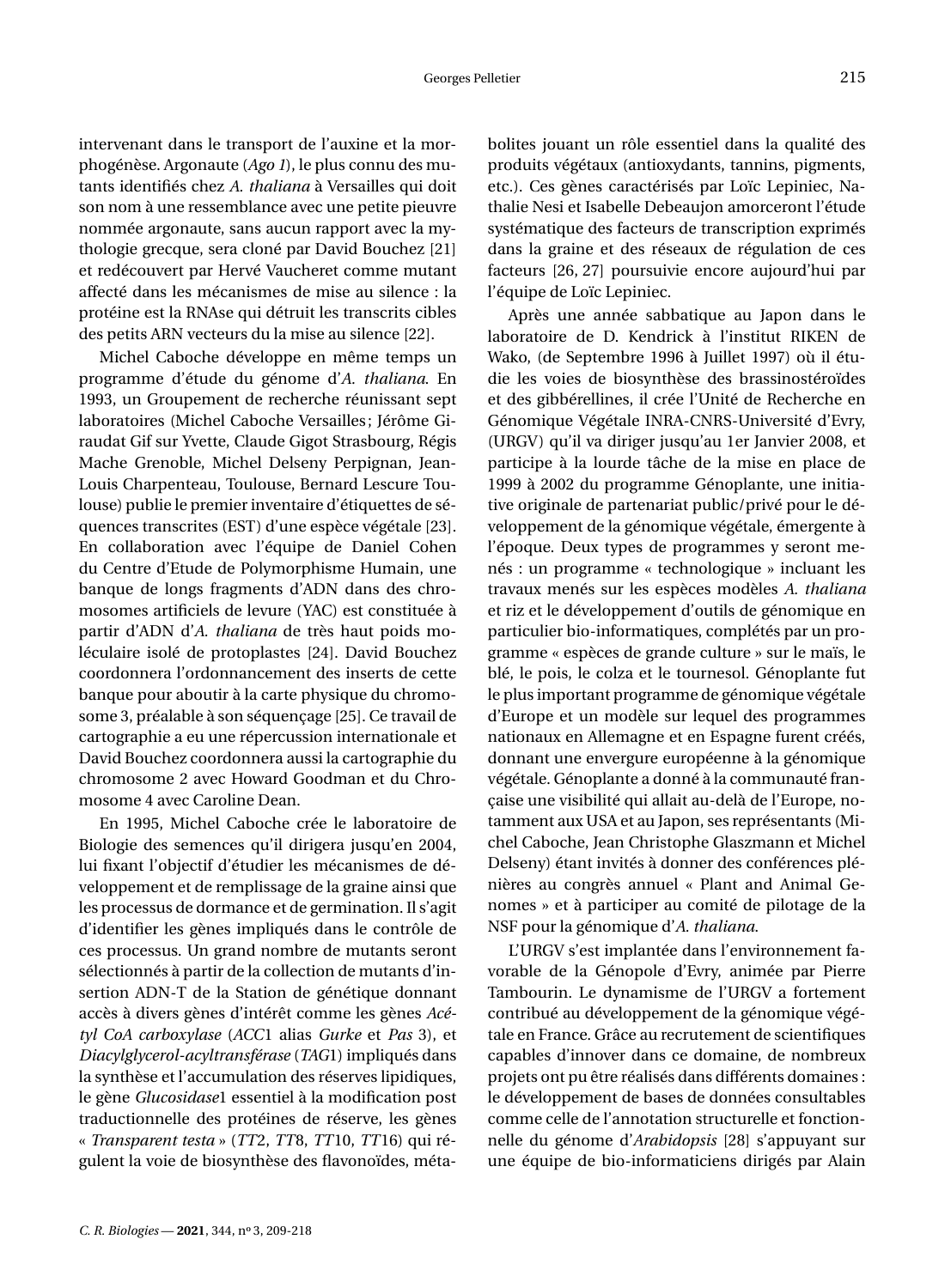intervenant dans le transport de l'auxine et la morphogénèse. Argonaute (*Ago 1*), le plus connu des mutants identifiés chez *A. thaliana* à Versailles qui doit son nom à une ressemblance avec une petite pieuvre nommée argonaute, sans aucun rapport avec la mythologie grecque, sera cloné par David Bouchez [21] et redécouvert par Hervé Vaucheret comme mutant affecté dans les mécanismes de mise au silence : la protéine est la RNAse qui détruit les transcrits cibles des petits ARN vecteurs du la mise au silence [22].

Michel Caboche développe en même temps un programme d'étude du génome d'*A. thaliana*. En 1993, un Groupement de recherche réunissant sept laboratoires (Michel Caboche Versailles ; Jérôme Giraudat Gif sur Yvette, Claude Gigot Strasbourg, Régis Mache Grenoble, Michel Delseny Perpignan, Jean-Louis Charpenteau, Toulouse, Bernard Lescure Toulouse) publie le premier inventaire d'étiquettes de séquences transcrites (EST) d'une espèce végétale [23]. En collaboration avec l'équipe de Daniel Cohen du Centre d'Etude de Polymorphisme Humain, une banque de longs fragments d'ADN dans des chromosomes artificiels de levure (YAC) est constituée à partir d'ADN d'*A. thaliana* de très haut poids moléculaire isolé de protoplastes [24]. David Bouchez coordonnera l'ordonnancement des inserts de cette banque pour aboutir à la carte physique du chromosome 3, préalable à son séquençage [25]. Ce travail de cartographie a eu une répercussion internationale et David Bouchez coordonnera aussi la cartographie du chromosome 2 avec Howard Goodman et du Chromosome 4 avec Caroline Dean.

En 1995, Michel Caboche crée le laboratoire de Biologie des semences qu'il dirigera jusqu'en 2004, lui fixant l'objectif d'étudier les mécanismes de développement et de remplissage de la graine ainsi que les processus de dormance et de germination. Il s'agit d'identifier les gènes impliqués dans le contrôle de ces processus. Un grand nombre de mutants seront sélectionnés à partir de la collection de mutants d'insertion ADN-T de la Station de génétique donnant accès à divers gènes d'intérêt comme les gènes *Acétyl CoA carboxylase* (*ACC*1 alias *Gurke* et *Pas* 3), et *Diacylglycerol-acyltransférase* (*TAG*1) impliqués dans la synthèse et l'accumulation des réserves lipidiques, le gène *Glucosidase*1 essentiel à la modification post traductionnelle des protéines de réserve, les gènes « *Transparent testa* » (*TT*2, *TT*8, *TT*10, *TT*16) qui régulent la voie de biosynthèse des flavonoïdes, métabolites jouant un rôle essentiel dans la qualité des produits végétaux (antioxydants, tannins, pigments, etc.). Ces gènes caractérisés par Loïc Lepiniec, Nathalie Nesi et Isabelle Debeaujon amorceront l'étude systématique des facteurs de transcription exprimés dans la graine et des réseaux de régulation de ces facteurs [26, 27] poursuivie encore aujourd'hui par l'équipe de Loïc Lepiniec.

Après une année sabbatique au Japon dans le laboratoire de D. Kendrick à l'institut RIKEN de Wako, (de Septembre 1996 à Juillet 1997) où il étudie les voies de biosynthèse des brassinostéroïdes et des gibbérellines, il crée l'Unité de Recherche en Génomique Végétale INRA-CNRS-Université d'Evry, (URGV) qu'il va diriger jusqu'au 1er Janvier 2008, et participe à la lourde tâche de la mise en place de 1999 à 2002 du programme Génoplante, une initiative originale de partenariat public/privé pour le développement de la génomique végétale, émergente à l'époque. Deux types de programmes y seront menés : un programme « technologique » incluant les travaux menés sur les espèces modèles *A. thaliana* et riz et le développement d'outils de génomique en particulier bio-informatiques, complétés par un programme « espèces de grande culture » sur le maïs, le blé, le pois, le colza et le tournesol. Génoplante fut le plus important programme de génomique végétale d'Europe et un modèle sur lequel des programmes nationaux en Allemagne et en Espagne furent créés, donnant une envergure européenne à la génomique végétale. Génoplante a donné à la communauté française une visibilité qui allait au-delà de l'Europe, notamment aux USA et au Japon, ses représentants (Michel Caboche, Jean Christophe Glaszmann et Michel Delseny) étant invités à donner des conférences plénières au congrès annuel « Plant and Animal Genomes » et à participer au comité de pilotage de la NSF pour la génomique d'*A. thaliana*.

L'URGV s'est implantée dans l'environnement favorable de la Génopole d'Evry, animée par Pierre Tambourin. Le dynamisme de l'URGV a fortement contribué au développement de la génomique végétale en France. Grâce au recrutement de scientifiques capables d'innover dans ce domaine, de nombreux projets ont pu être réalisés dans différents domaines : le développement de bases de données consultables comme celle de l'annotation structurelle et fonctionnelle du génome d'*Arabidopsis* [28] s'appuyant sur une équipe de bio-informaticiens dirigés par Alain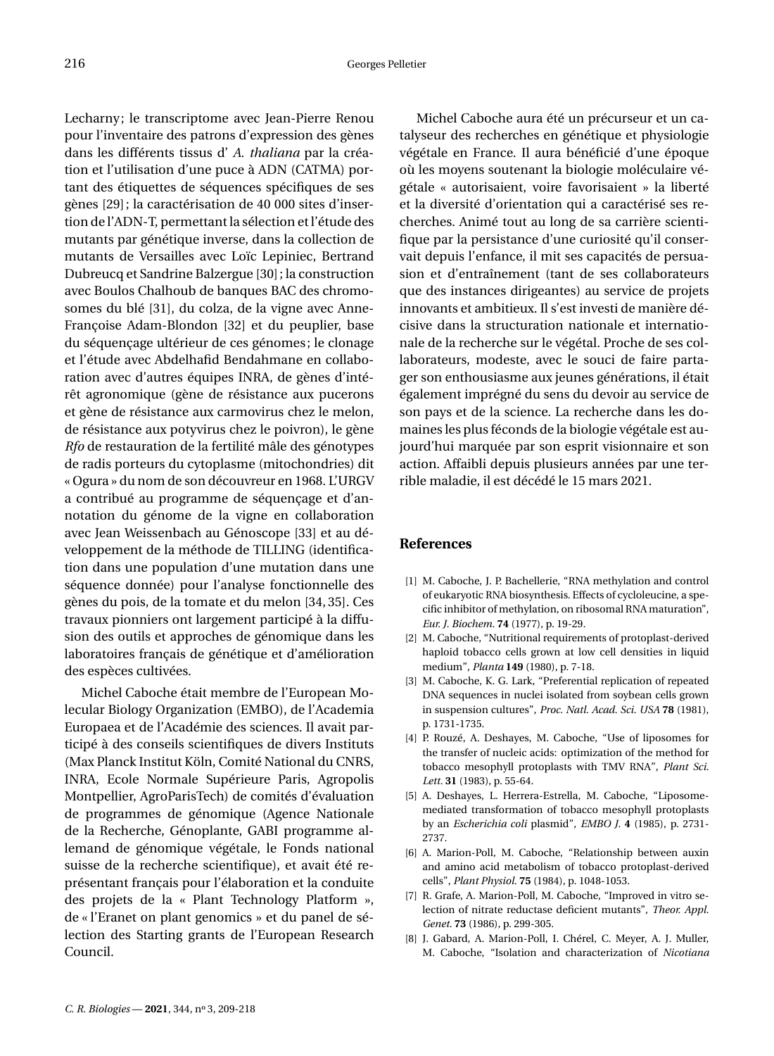Lecharny; le transcriptome avec Jean-Pierre Renou pour l'inventaire des patrons d'expression des gènes dans les différents tissus d' *A. thaliana* par la création et l'utilisation d'une puce à ADN (CATMA) portant des étiquettes de séquences spécifiques de ses gènes [29] ; la caractérisation de 40 000 sites d'insertion de l'ADN-T, permettant la sélection et l'étude des mutants par génétique inverse, dans la collection de mutants de Versailles avec Loïc Lepiniec, Bertrand Dubreucq et Sandrine Balzergue [30] ; la construction avec Boulos Chalhoub de banques BAC des chromosomes du blé [31], du colza, de la vigne avec Anne-Françoise Adam-Blondon [32] et du peuplier, base du séquençage ultérieur de ces génomes; le clonage et l'étude avec Abdelhafid Bendahmane en collaboration avec d'autres équipes INRA, de gènes d'intérêt agronomique (gène de résistance aux pucerons et gène de résistance aux carmovirus chez le melon, de résistance aux potyvirus chez le poivron), le gène *Rfo* de restauration de la fertilité mâle des génotypes de radis porteurs du cytoplasme (mitochondries) dit « Ogura » du nom de son découvreur en 1968. L'URGV a contribué au programme de séquençage et d'annotation du génome de la vigne en collaboration avec Jean Weissenbach au Génoscope [33] et au développement de la méthode de TILLING (identification dans une population d'une mutation dans une séquence donnée) pour l'analyse fonctionnelle des gènes du pois, de la tomate et du melon [34, 35]. Ces travaux pionniers ont largement participé à la diffusion des outils et approches de génomique dans les laboratoires français de génétique et d'amélioration des espèces cultivées.

Michel Caboche était membre de l'European Molecular Biology Organization (EMBO), de l'Academia Europaea et de l'Académie des sciences. Il avait participé à des conseils scientifiques de divers Instituts (Max Planck Institut Köln, Comité National du CNRS, INRA, Ecole Normale Supérieure Paris, Agropolis Montpellier, AgroParisTech) de comités d'évaluation de programmes de génomique (Agence Nationale de la Recherche, Génoplante, GABI programme allemand de génomique végétale, le Fonds national suisse de la recherche scientifique), et avait été représentant français pour l'élaboration et la conduite des projets de la « Plant Technology Platform », de « l'Eranet on plant genomics » et du panel de sélection des Starting grants de l'European Research Council.

Michel Caboche aura été un précurseur et un catalyseur des recherches en génétique et physiologie végétale en France. Il aura bénéficié d'une époque où les moyens soutenant la biologie moléculaire végétale « autorisaient, voire favorisaient » la liberté et la diversité d'orientation qui a caractérisé ses recherches. Animé tout au long de sa carrière scientifique par la persistance d'une curiosité qu'il conservait depuis l'enfance, il mit ses capacités de persuasion et d'entraînement (tant de ses collaborateurs que des instances dirigeantes) au service de projets innovants et ambitieux. Il s'est investi de manière décisive dans la structuration nationale et internationale de la recherche sur le végétal. Proche de ses collaborateurs, modeste, avec le souci de faire partager son enthousiasme aux jeunes générations, il était également imprégné du sens du devoir au service de son pays et de la science. La recherche dans les domaines les plus féconds de la biologie végétale est aujourd'hui marquée par son esprit visionnaire et son action. Affaibli depuis plusieurs années par une terrible maladie, il est décédé le 15 mars 2021.

## References

[1] M. Caboche, J. P. Bachellerie, "RNA methylation and control of eukaryotic RNA biosynthesis. Effects of cycloleucine, a specific inhibitor of methylation, on ribosomal RNA maturation", *Eur. J. Biochem.* **74** (1977), p. 19-29.

[2] M. Caboche, "Nutritional requirements of protoplast-derived haploid tobacco cells grown at low cell densities in liquid medium", *Planta* **149** (1980), p. 7-18.

[3] M. Caboche, K. G. Lark, "Preferential replication of repeated DNA sequences in nuclei isolated from soybean cells grown in suspension cultures", *Proc. Natl. Acad. Sci. USA* **78** (1981), p. 1731-1735.

[4] P. Rouzé, A. Deshayes, M. Caboche, "Use of liposomes for the transfer of nucleic acids: optimization of the method for tobacco mesophyll protoplasts with TMV RNA", *Plant Sci. Lett.* **31** (1983), p. 55-64.

[5] A. Deshayes, L. Herrera-Estrella, M. Caboche, "Liposome-mediated transformation of tobacco mesophyll protoplasts by an *Escherichia coli* plasmid", *EMBO J.* **4** (1985), p. 2731-2737.

[6] A. Marion-Poll, M. Caboche, "Relationship between auxin and amino acid metabolism of tobacco protoplast-derived cells", *Plant Physiol.* **75** (1984), p. 1048-1053.

[7] R. Grafe, A. Marion-Poll, M. Caboche, "Improved in vitro selection of nitrate reductase deficient mutants", *Theor. Appl. Genet.* **73** (1986), p. 299-305.

[8] J. Gabard, A. Marion-Poll, I. Chérel, C. Meyer, A. J. Muller, M. Caboche, "Isolation and characterization of *Nicotiana*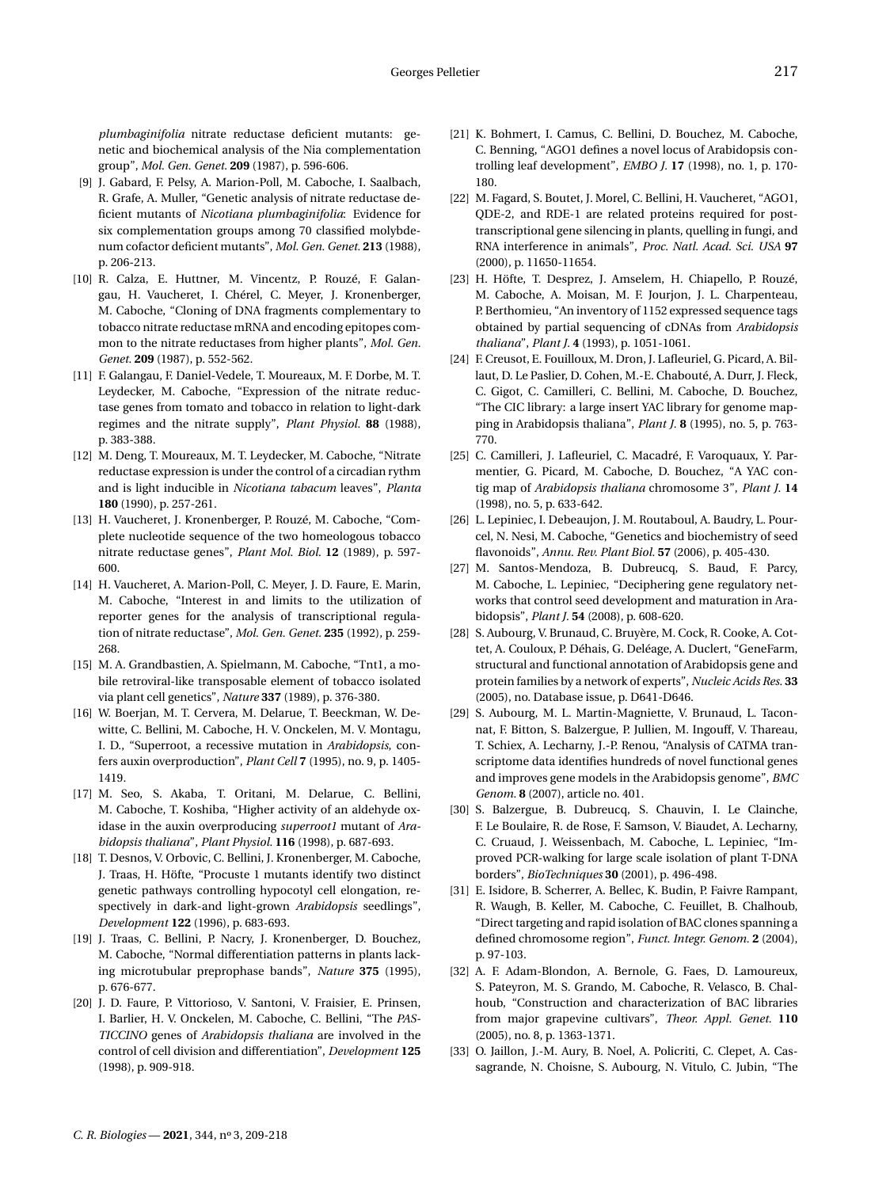*plumbaginifolia* nitrate reductase deficient mutants: genetic and biochemical analysis of the Nia complementation group", *Mol. Gen. Genet.* **209** (1987), p. 596-606.

[9] J. Gabard, F. Pelsy, A. Marion-Poll, M. Caboche, I. Saalbach, R. Grafe, A. Muller, "Genetic analysis of nitrate reductase deficient mutants of *Nicotiana plumbaginifolia*: Evidence for six complementation groups among 70 classified molybdenum cofactor deficient mutants", *Mol. Gen. Genet.* **213** (1988), p. 206-213.

[10] R. Calza, E. Huttner, M. Vincentz, P. Rouzé, F. Galangau, H. Vaucheret, I. Chérel, C. Meyer, J. Kronenberger, M. Caboche, "Cloning of DNA fragments complementary to tobacco nitrate reductase mRNA and encoding epitopes common to the nitrate reductases from higher plants", *Mol. Gen. Genet.* **209** (1987), p. 552-562.

[11] F. Galangau, F. Daniel-Vedele, T. Moureaux, M. F. Dorbe, M. T. Leydecker, M. Caboche, "Expression of the nitrate reductase genes from tomato and tobacco in relation to light-dark regimes and the nitrate supply", *Plant Physiol.* **88** (1988), p. 383-388.

[12] M. Deng, T. Moureaux, M. T. Leydecker, M. Caboche, "Nitrate reductase expression is under the control of a circadian rythm and is light inducible in *Nicotiana tabacum* leaves", *Planta* **180** (1990), p. 257-261.

[13] H. Vaucheret, J. Kronenberger, P. Rouzé, M. Caboche, "Complete nucleotide sequence of the two homeologous tobacco nitrate reductase genes", *Plant Mol. Biol.* **12** (1989), p. 597-600.

[14] H. Vaucheret, A. Marion-Poll, C. Meyer, J. D. Faure, E. Marin, M. Caboche, "Interest in and limits to the utilization of reporter genes for the analysis of transcriptional regulation of nitrate reductase", *Mol. Gen. Genet.* **235** (1992), p. 259-268.

[15] M. A. Grandbastien, A. Spielmann, M. Caboche, "Tnt1, a mobile retroviral-like transposable element of tobacco isolated via plant cell genetics", *Nature* **337** (1989), p. 376-380.

[16] W. Boerjan, M. T. Cervera, M. Delarue, T. Beeckman, W. Dewitte, C. Bellini, M. Caboche, H. V. Onckelen, M. V. Montagu, I. D., "Superroot, a recessive mutation in *Arabidopsis*, confers auxin overproduction", *Plant Cell* **7** (1995), no. 9, p. 1405-1419.

[17] M. Seo, S. Akaba, T. Oritani, M. Delarue, C. Bellini, M. Caboche, T. Koshiba, "Higher activity of an aldehyde oxidase in the auxin overproducing *superroot1* mutant of *Arabidopsis thaliana*", *Plant Physiol.* **116** (1998), p. 687-693.

[18] T. Desnos, V. Orbovic, C. Bellini, J. Kronenberger, M. Caboche, J. Traas, H. Höfte, "Procuste 1 mutants identify two distinct genetic pathways controlling hypocotyl cell elongation, respectively in dark-and light-grown *Arabidopsis* seedlings", *Development* **122** (1996), p. 683-693.

[19] J. Traas, C. Bellini, P. Nacry, J. Kronenberger, D. Bouchez, M. Caboche, "Normal differentiation patterns in plants lacking microtubular preprophase bands", *Nature* **375** (1995), p. 676-677.

[20] J. D. Faure, P. Vittorioso, V. Santoni, V. Fraisier, E. Prinsen, I. Barlier, H. V. Onckelen, M. Caboche, C. Bellini, "The *PASTICCINO* genes of *Arabidopsis thaliana* are involved in the control of cell division and differentiation", *Development* **125** (1998), p. 909-918.

[21] K. Bohmert, I. Camus, C. Bellini, D. Bouchez, M. Caboche, C. Benning, "AGO1 defines a novel locus of Arabidopsis controlling leaf development", *EMBO J.* **17** (1998), no. 1, p. 170-180.

[22] M. Fagard, S. Boutet, J. Morel, C. Bellini, H. Vaucheret, "AGO1, QDE-2, and RDE-1 are related proteins required for post-transcriptional gene silencing in plants, quelling in fungi, and RNA interference in animals", *Proc. Natl. Acad. Sci. USA* **97** (2000), p. 11650-11654.

[23] H. Höfte, T. Desprez, J. Amselem, H. Chiapello, P. Rouzé, M. Caboche, A. Moisan, M. F. Jourjon, J. L. Charpenteau, P. Berthomieu, "An inventory of 1152 expressed sequence tags obtained by partial sequencing of cDNAs from *Arabidopsis thaliana*", *Plant J.* **4** (1993), p. 1051-1061.

[24] F. Creusot, E. Fouilloux, M. Dron, J. Lafleuriel, G. Picard, A. Billaut, D. Le Paslier, D. Cohen, M.-E. Chabouté, A. Durr, J. Fleck, C. Gigot, C. Camilleri, C. Bellini, M. Caboche, D. Bouchez, "The CIC library: a large insert YAC library for genome mapping in Arabidopsis thaliana", *Plant J.* **8** (1995), no. 5, p. 763-770.

[25] C. Camilleri, J. Lafleuriel, C. Macadré, F. Varoquaux, Y. Parmentier, G. Picard, M. Caboche, D. Bouchez, "A YAC contig map of *Arabidopsis thaliana* chromosome 3", *Plant J.* **14** (1998), no. 5, p. 633-642.

[26] L. Lepiniec, I. Debeaujon, J. M. Routaboul, A. Baudry, L. Pourcel, N. Nesi, M. Caboche, "Genetics and biochemistry of seed flavonoids", *Annu. Rev. Plant Biol.* **57** (2006), p. 405-430.

[27] M. Santos-Mendoza, B. Dubreucq, S. Baud, F. Parcy, M. Caboche, L. Lepiniec, "Deciphering gene regulatory networks that control seed development and maturation in Arabidopsis", *Plant J.* **54** (2008), p. 608-620.

[28] S. Aubourg, V. Brunaud, C. Bruyère, M. Cock, R. Cooke, A. Cottet, A. Couloux, P. Déhais, G. Deléage, A. Duclert, "GeneFarm, structural and functional annotation of Arabidopsis gene and protein families by a network of experts", *Nucleic Acids Res.* **33** (2005), no. Database issue, p. D641-D646.

[29] S. Aubourg, M. L. Martin-Magniette, V. Brunaud, L. Taconnat, F. Bitton, S. Balzergue, P. Jullien, M. Ingouff, V. Thareau, T. Schiex, A. Lecharny, J.-P. Renou, "Analysis of CATMA transcriptome data identifies hundreds of novel functional genes and improves gene models in the Arabidopsis genome", *BMC Genom.* **8** (2007), article no. 401.

[30] S. Balzergue, B. Dubreucq, S. Chauvin, I. Le Clainche, F. Le Boulaire, R. de Rose, F. Samson, V. Biaudet, A. Lecharny, C. Cruaud, J. Weissenbach, M. Caboche, L. Lepiniec, "Improved PCR-walking for large scale isolation of plant T-DNA borders", *BioTechniques* **30** (2001), p. 496-498.

[31] E. Isidore, B. Scherrer, A. Bellec, K. Budin, P. Faivre Rampant, R. Waugh, B. Keller, M. Caboche, C. Feuillet, B. Chalhoub, "Direct targeting and rapid isolation of BAC clones spanning a defined chromosome region", *Funct. Integr. Genom.* **2** (2004), p. 97-103.

[32] A. F. Adam-Blondon, A. Bernole, G. Faes, D. Lamoureux, S. Pateyron, M. S. Grando, M. Caboche, R. Velasco, B. Chalhoub, "Construction and characterization of BAC libraries from major grapevine cultivars", *Theor. Appl. Genet.* **110** (2005), no. 8, p. 1363-1371.

[33] O. Jaillon, J.-M. Aury, B. Noel, A. Policriti, C. Clepet, A. Cassagrande, N. Choisne, S. Aubourg, N. Vitulo, C. Jubin, "The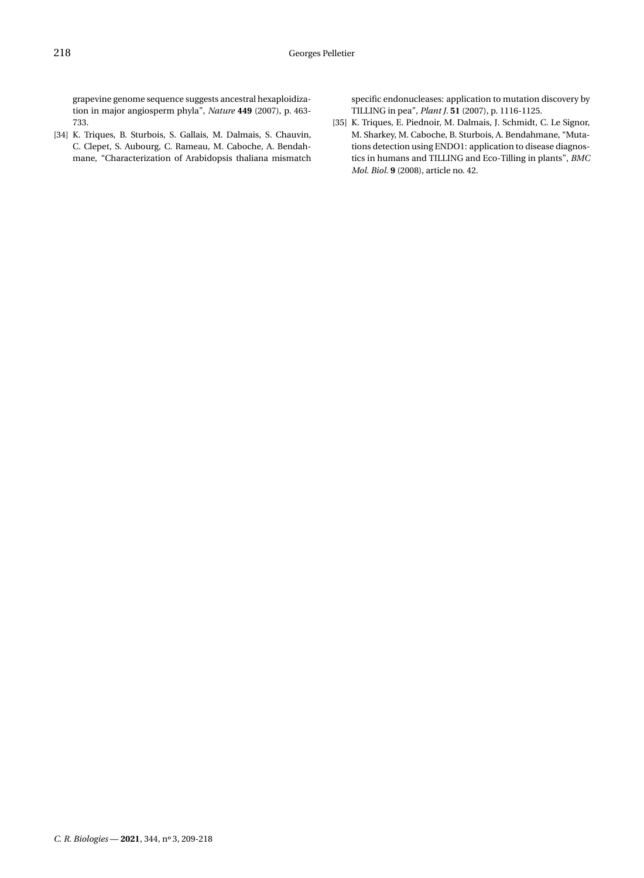grapevine genome sequence suggests ancestral hexaploidization in major angiosperm phyla", *Nature* **449** (2007), p. 463-733.

[34] K. Triques, B. Sturbois, S. Gallais, M. Dalmais, S. Chauvin, C. Clepet, S. Aubourg, C. Rameau, M. Caboche, A. Bendahmane, "Characterization of Arabidopsis thaliana mismatch specific endonucleases: application to mutation discovery by TILLING in pea", *Plant J.* **51** (2007), p. 1116-1125.

[35] K. Triques, E. Piednoir, M. Dalmais, J. Schmidt, C. Le Signor, M. Sharkey, M. Caboche, B. Sturbois, A. Bendahmane, "Mutations detection using ENDO1: application to disease diagnostics in humans and TILLING and Eco-Tilling in plants", *BMC Mol. Biol.* **9** (2008), article no. 42.